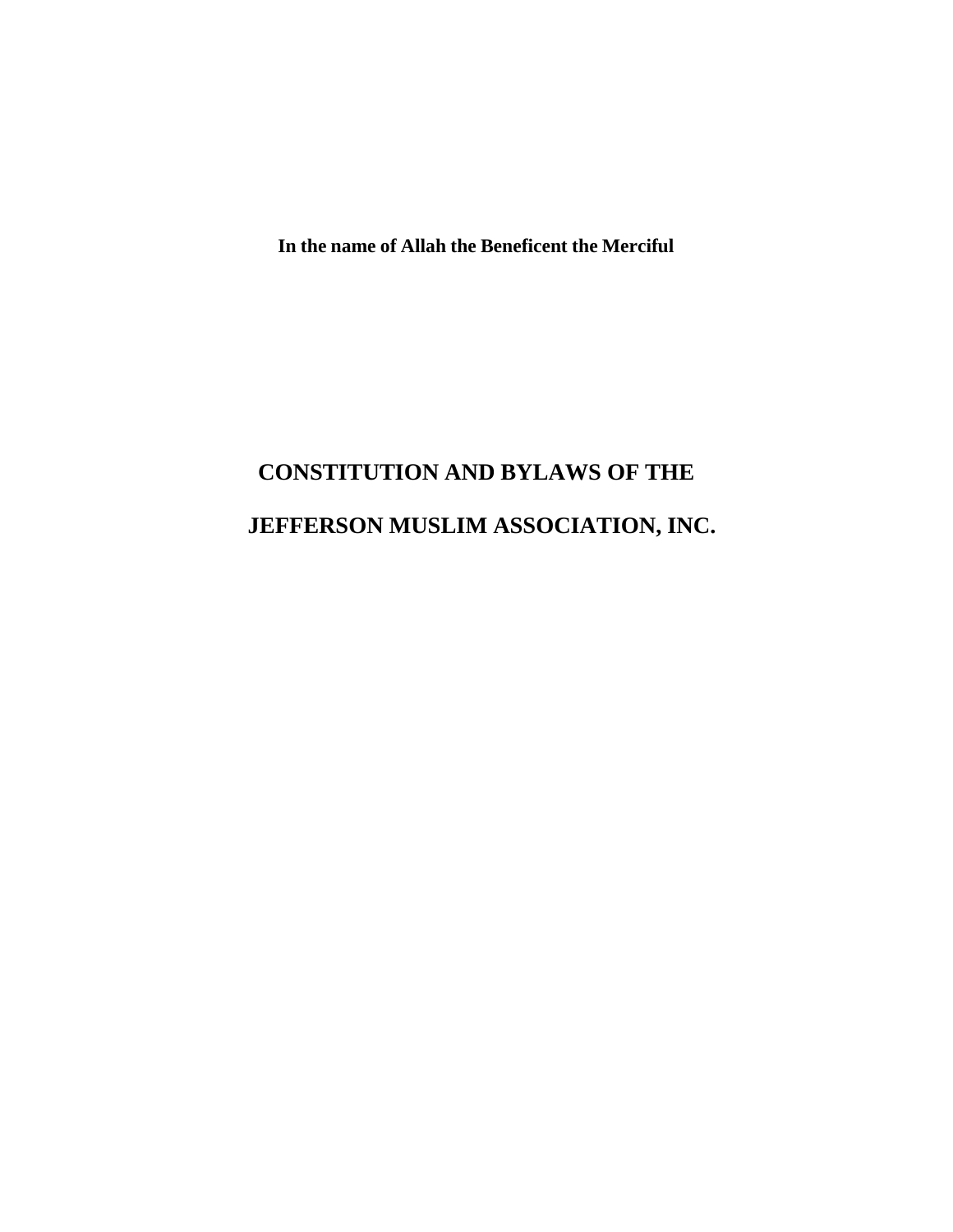**In the name of Allah the Beneficent the Merciful**

# CONSTITUTION AND BYLAWS OF THE JEFFERSON MUSLIM ASSOCIATION, INC.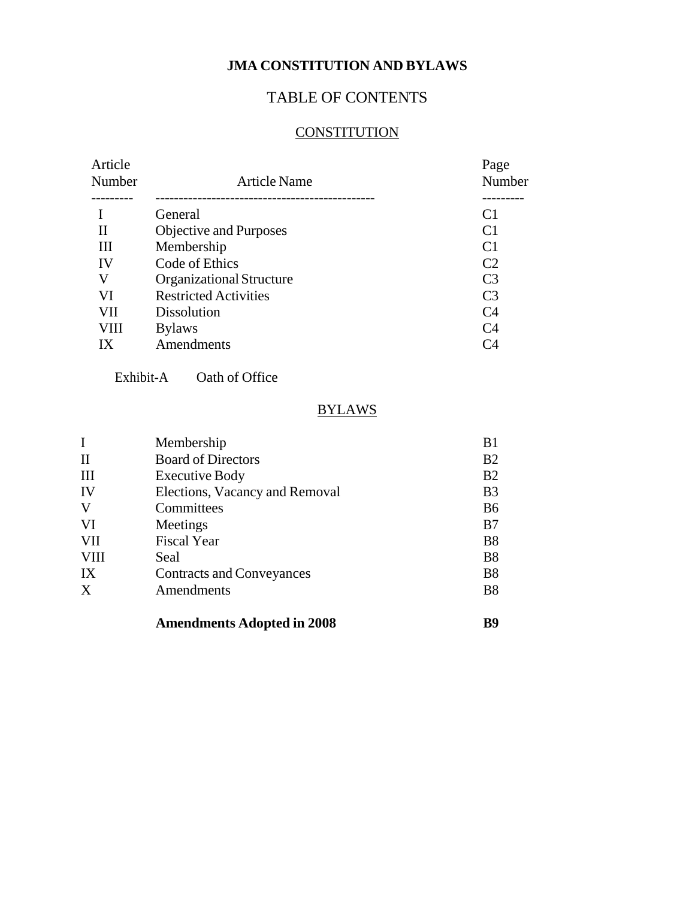# JMA CONSTITUTION AND BYLAWS

## TABLE OF CONTENTS

### CONSTITUTION

| Article Number | Article Name | Page Number |
|---|---|---|
| I | General | C1 |
| II | Objective and Purposes | C1 |
| III | Membership | C1 |
| IV | Code of Ethics | C2 |
| V | Organizational Structure | C3 |
| VI | Restricted Activities | C3 |
| VII | Dissolution | C4 |
| VIII | Bylaws | C4 |
| IX | Amendments | C4 |

Exhibit-A Oath of Office

### BYLAWS

| | | |
|---|---|---|
| I | Membership | B1 |
| II | Board of Directors | B2 |
| III | Executive Body | B2 |
| IV | Elections, Vacancy and Removal | B3 |
| V | Committees | B6 |
| VI | Meetings | B7 |
| VII | Fiscal Year | B8 |
| VIII | Seal | B8 |
| IX | Contracts and Conveyances | B8 |
| X | Amendments | B8 |
| | **Amendments Adopted in 2008** | **B9** |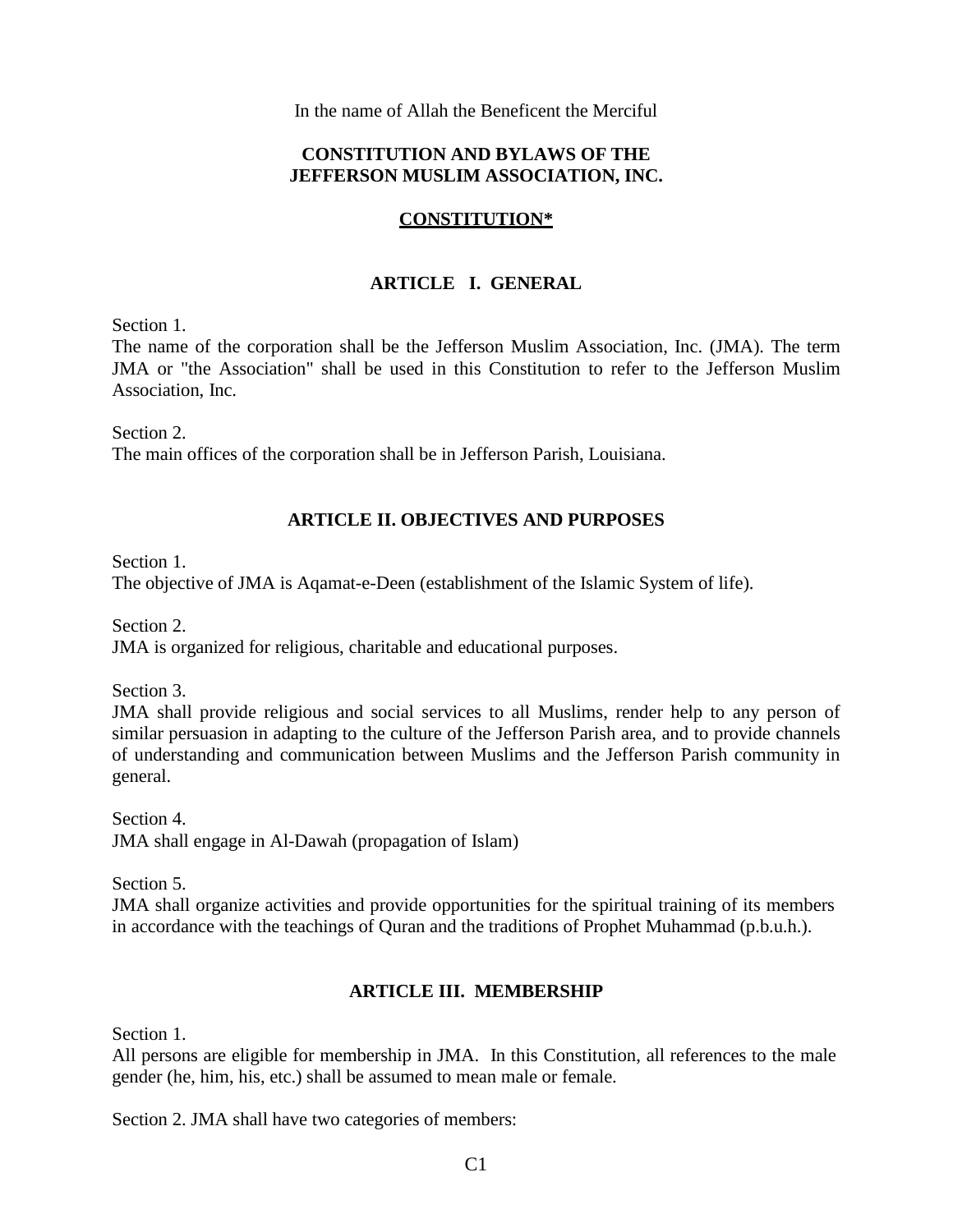In the name of Allah the Beneficent the Merciful

# CONSTITUTION AND BYLAWS OF THE JEFFERSON MUSLIM ASSOCIATION, INC.

## CONSTITUTION*

### ARTICLE I. GENERAL

Section 1.
The name of the corporation shall be the Jefferson Muslim Association, Inc. (JMA). The term JMA or "the Association" shall be used in this Constitution to refer to the Jefferson Muslim Association, Inc.

Section 2.
The main offices of the corporation shall be in Jefferson Parish, Louisiana.

### ARTICLE II. OBJECTIVES AND PURPOSES

Section 1.
The objective of JMA is Aqamat-e-Deen (establishment of the Islamic System of life).

Section 2.
JMA is organized for religious, charitable and educational purposes.

Section 3.
JMA shall provide religious and social services to all Muslims, render help to any person of similar persuasion in adapting to the culture of the Jefferson Parish area, and to provide channels of understanding and communication between Muslims and the Jefferson Parish community in general.

Section 4.
JMA shall engage in Al-Dawah (propagation of Islam)

Section 5.
JMA shall organize activities and provide opportunities for the spiritual training of its members in accordance with the teachings of Quran and the traditions of Prophet Muhammad (p.b.u.h.).

### ARTICLE III. MEMBERSHIP

Section 1.
All persons are eligible for membership in JMA. In this Constitution, all references to the male gender (he, him, his, etc.) shall be assumed to mean male or female.

Section 2. JMA shall have two categories of members: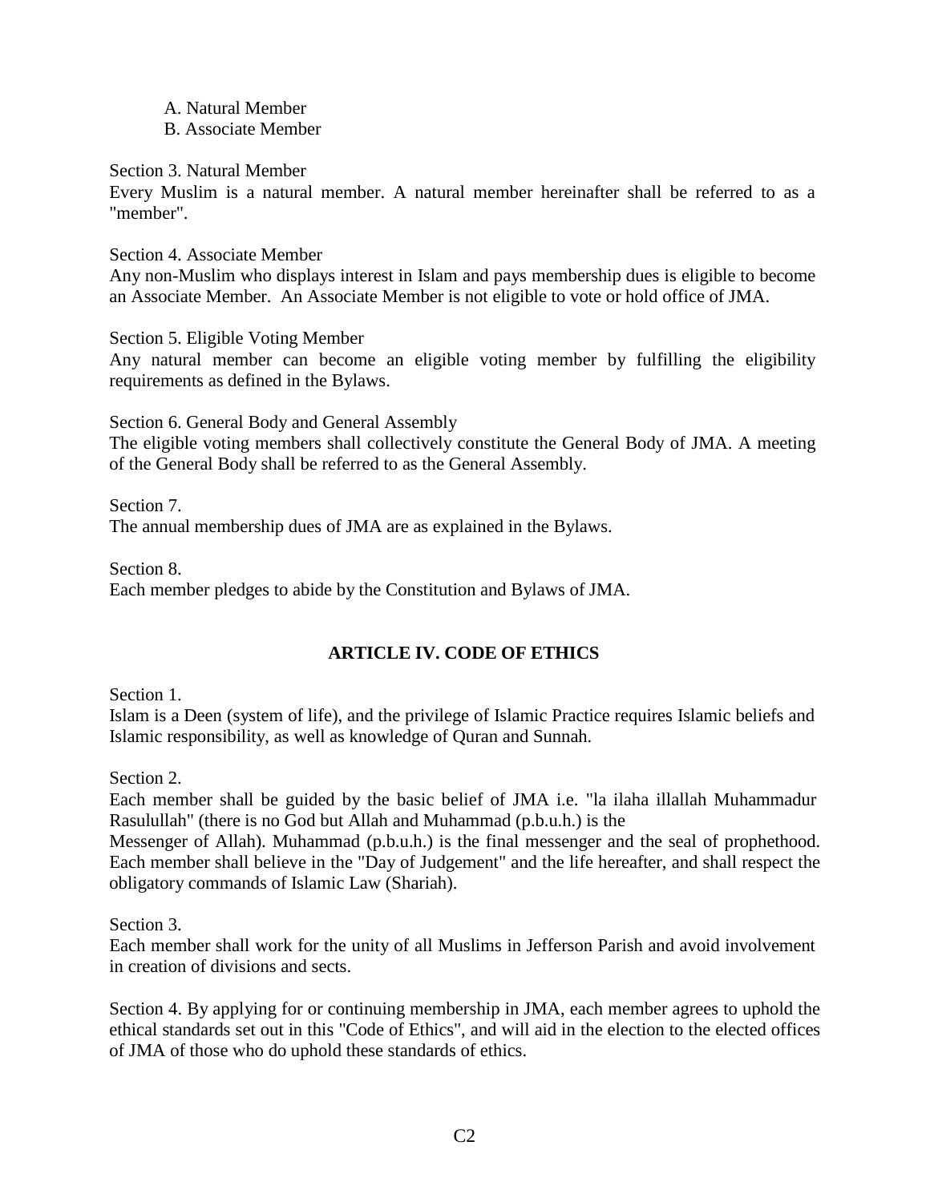A. Natural Member
B. Associate Member

Section 3. Natural Member
Every Muslim is a natural member. A natural member hereinafter shall be referred to as a "member".

Section 4. Associate Member
Any non-Muslim who displays interest in Islam and pays membership dues is eligible to become an Associate Member. An Associate Member is not eligible to vote or hold office of JMA.

Section 5. Eligible Voting Member
Any natural member can become an eligible voting member by fulfilling the eligibility requirements as defined in the Bylaws.

Section 6. General Body and General Assembly
The eligible voting members shall collectively constitute the General Body of JMA. A meeting of the General Body shall be referred to as the General Assembly.

Section 7.
The annual membership dues of JMA are as explained in the Bylaws.

Section 8.
Each member pledges to abide by the Constitution and Bylaws of JMA.

## ARTICLE IV. CODE OF ETHICS

Section 1.
Islam is a Deen (system of life), and the privilege of Islamic Practice requires Islamic beliefs and Islamic responsibility, as well as knowledge of Quran and Sunnah.

Section 2.
Each member shall be guided by the basic belief of JMA i.e. "la ilaha illallah Muhammadur Rasulullah" (there is no God but Allah and Muhammad (p.b.u.h.) is the Messenger of Allah). Muhammad (p.b.u.h.) is the final messenger and the seal of prophethood. Each member shall believe in the "Day of Judgement" and the life hereafter, and shall respect the obligatory commands of Islamic Law (Shariah).

Section 3.
Each member shall work for the unity of all Muslims in Jefferson Parish and avoid involvement in creation of divisions and sects.

Section 4. By applying for or continuing membership in JMA, each member agrees to uphold the ethical standards set out in this "Code of Ethics", and will aid in the election to the elected offices of JMA of those who do uphold these standards of ethics.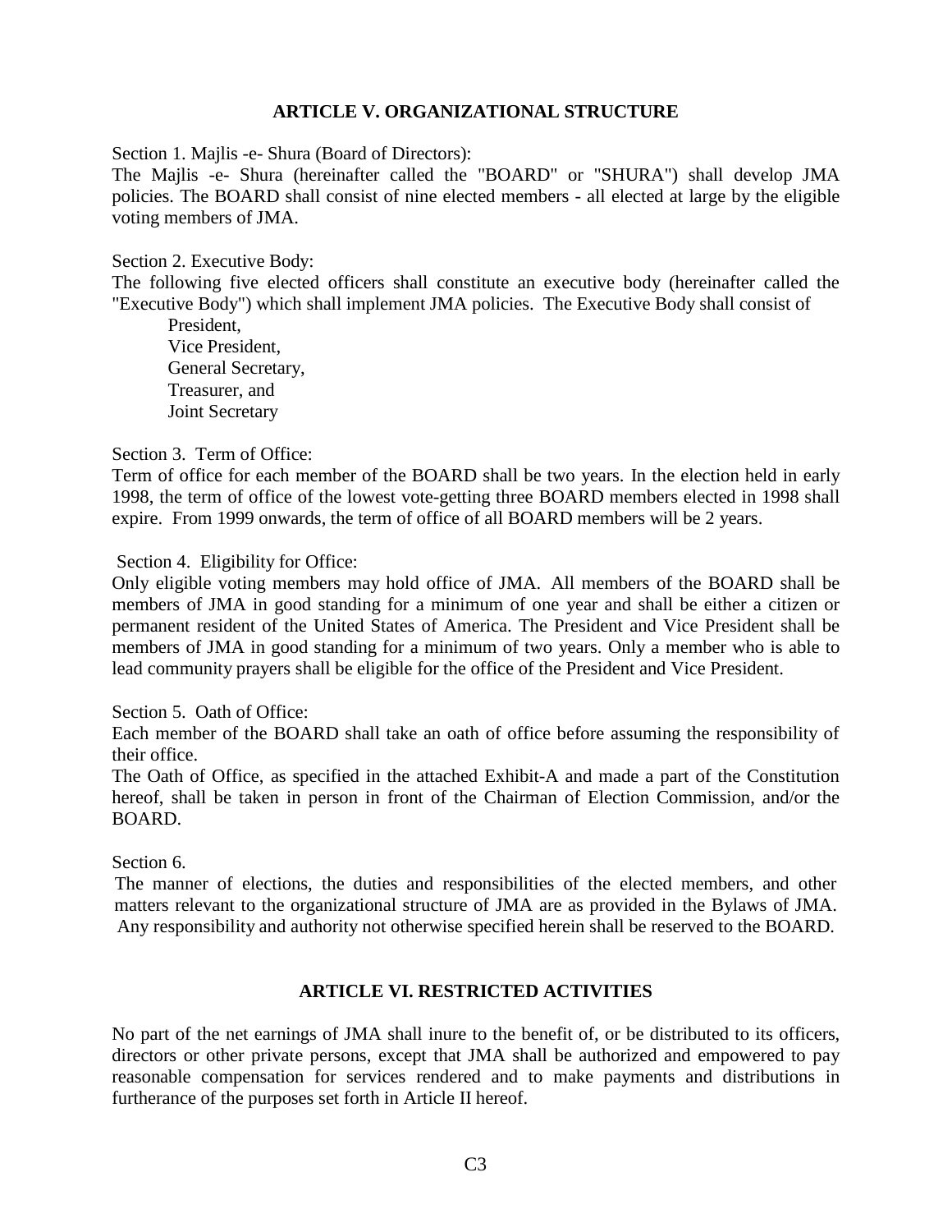## ARTICLE V. ORGANIZATIONAL STRUCTURE

Section 1. Majlis -e- Shura (Board of Directors):
The Majlis -e- Shura (hereinafter called the "BOARD" or "SHURA") shall develop JMA policies. The BOARD shall consist of nine elected members - all elected at large by the eligible voting members of JMA.

Section 2. Executive Body:
The following five elected officers shall constitute an executive body (hereinafter called the "Executive Body") which shall implement JMA policies. The Executive Body shall consist of

- President,
- Vice President,
- General Secretary,
- Treasurer, and
- Joint Secretary

Section 3. Term of Office:
Term of office for each member of the BOARD shall be two years. In the election held in early 1998, the term of office of the lowest vote-getting three BOARD members elected in 1998 shall expire. From 1999 onwards, the term of office of all BOARD members will be 2 years.

Section 4. Eligibility for Office:
Only eligible voting members may hold office of JMA. All members of the BOARD shall be members of JMA in good standing for a minimum of one year and shall be either a citizen or permanent resident of the United States of America. The President and Vice President shall be members of JMA in good standing for a minimum of two years. Only a member who is able to lead community prayers shall be eligible for the office of the President and Vice President.

Section 5. Oath of Office:
Each member of the BOARD shall take an oath of office before assuming the responsibility of their office.
The Oath of Office, as specified in the attached Exhibit-A and made a part of the Constitution hereof, shall be taken in person in front of the Chairman of Election Commission, and/or the BOARD.

Section 6.
The manner of elections, the duties and responsibilities of the elected members, and other matters relevant to the organizational structure of JMA are as provided in the Bylaws of JMA. Any responsibility and authority not otherwise specified herein shall be reserved to the BOARD.

## ARTICLE VI. RESTRICTED ACTIVITIES

No part of the net earnings of JMA shall inure to the benefit of, or be distributed to its officers, directors or other private persons, except that JMA shall be authorized and empowered to pay reasonable compensation for services rendered and to make payments and distributions in furtherance of the purposes set forth in Article II hereof.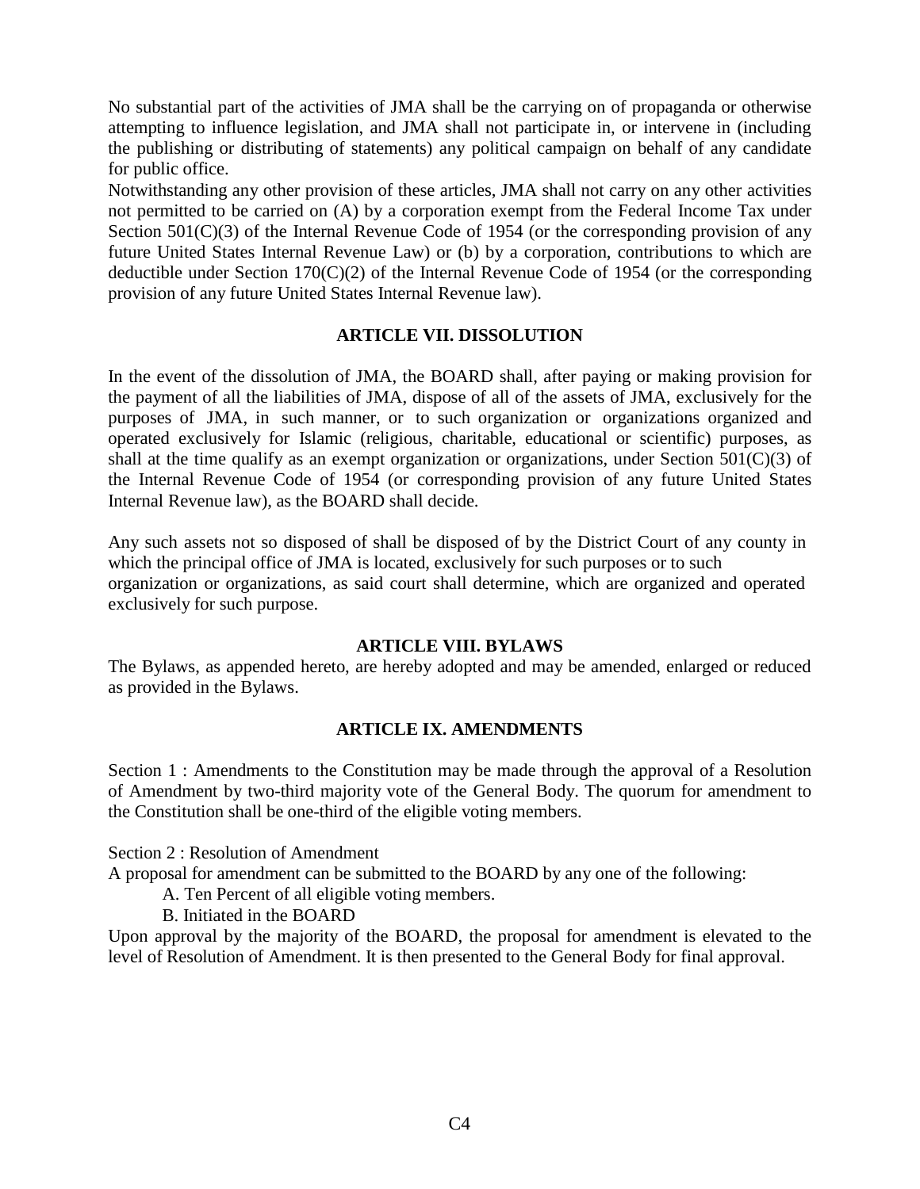No substantial part of the activities of JMA shall be the carrying on of propaganda or otherwise attempting to influence legislation, and JMA shall not participate in, or intervene in (including the publishing or distributing of statements) any political campaign on behalf of any candidate for public office.

Notwithstanding any other provision of these articles, JMA shall not carry on any other activities not permitted to be carried on (A) by a corporation exempt from the Federal Income Tax under Section 501(C)(3) of the Internal Revenue Code of 1954 (or the corresponding provision of any future United States Internal Revenue Law) or (b) by a corporation, contributions to which are deductible under Section 170(C)(2) of the Internal Revenue Code of 1954 (or the corresponding provision of any future United States Internal Revenue law).

## ARTICLE VII. DISSOLUTION

In the event of the dissolution of JMA, the BOARD shall, after paying or making provision for the payment of all the liabilities of JMA, dispose of all of the assets of JMA, exclusively for the purposes of JMA, in such manner, or to such organization or organizations organized and operated exclusively for Islamic (religious, charitable, educational or scientific) purposes, as shall at the time qualify as an exempt organization or organizations, under Section 501(C)(3) of the Internal Revenue Code of 1954 (or corresponding provision of any future United States Internal Revenue law), as the BOARD shall decide.

Any such assets not so disposed of shall be disposed of by the District Court of any county in which the principal office of JMA is located, exclusively for such purposes or to such organization or organizations, as said court shall determine, which are organized and operated exclusively for such purpose.

## ARTICLE VIII. BYLAWS

The Bylaws, as appended hereto, are hereby adopted and may be amended, enlarged or reduced as provided in the Bylaws.

## ARTICLE IX. AMENDMENTS

Section 1 : Amendments to the Constitution may be made through the approval of a Resolution of Amendment by two-third majority vote of the General Body. The quorum for amendment to the Constitution shall be one-third of the eligible voting members.

Section 2 : Resolution of Amendment

A proposal for amendment can be submitted to the BOARD by any one of the following:

A. Ten Percent of all eligible voting members.

B. Initiated in the BOARD

Upon approval by the majority of the BOARD, the proposal for amendment is elevated to the level of Resolution of Amendment. It is then presented to the General Body for final approval.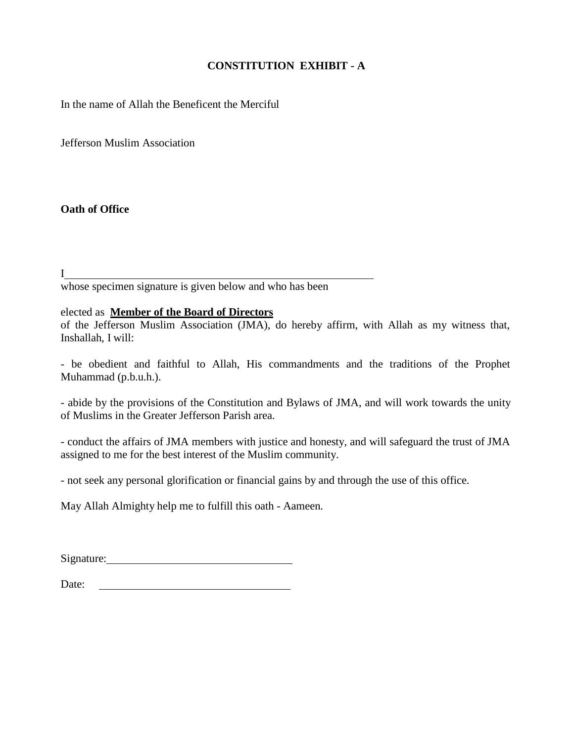# CONSTITUTION EXHIBIT - A

In the name of Allah the Beneficent the Merciful

Jefferson Muslim Association

**Oath of Office**

I\_\_\_\_\_\_\_\_\_\_\_\_\_\_\_\_\_\_\_\_\_\_\_\_\_\_\_\_\_\_\_\_\_\_\_\_\_\_\_\_\_\_\_\_\_\_\_\_
whose specimen signature is given below and who has been

elected as **<u>Member of the Board of Directors</u>**
of the Jefferson Muslim Association (JMA), do hereby affirm, with Allah as my witness that, Inshallah, I will:

- be obedient and faithful to Allah, His commandments and the traditions of the Prophet Muhammad (p.b.u.h.).

- abide by the provisions of the Constitution and Bylaws of JMA, and will work towards the unity of Muslims in the Greater Jefferson Parish area.

- conduct the affairs of JMA members with justice and honesty, and will safeguard the trust of JMA assigned to me for the best interest of the Muslim community.

- not seek any personal glorification or financial gains by and through the use of this office.

May Allah Almighty help me to fulfill this oath - Aameen.

Signature:\_\_\_\_\_\_\_\_\_\_\_\_\_\_\_\_\_\_\_\_\_\_\_\_\_\_\_\_\_\_

Date: \_\_\_\_\_\_\_\_\_\_\_\_\_\_\_\_\_\_\_\_\_\_\_\_\_\_\_\_\_\_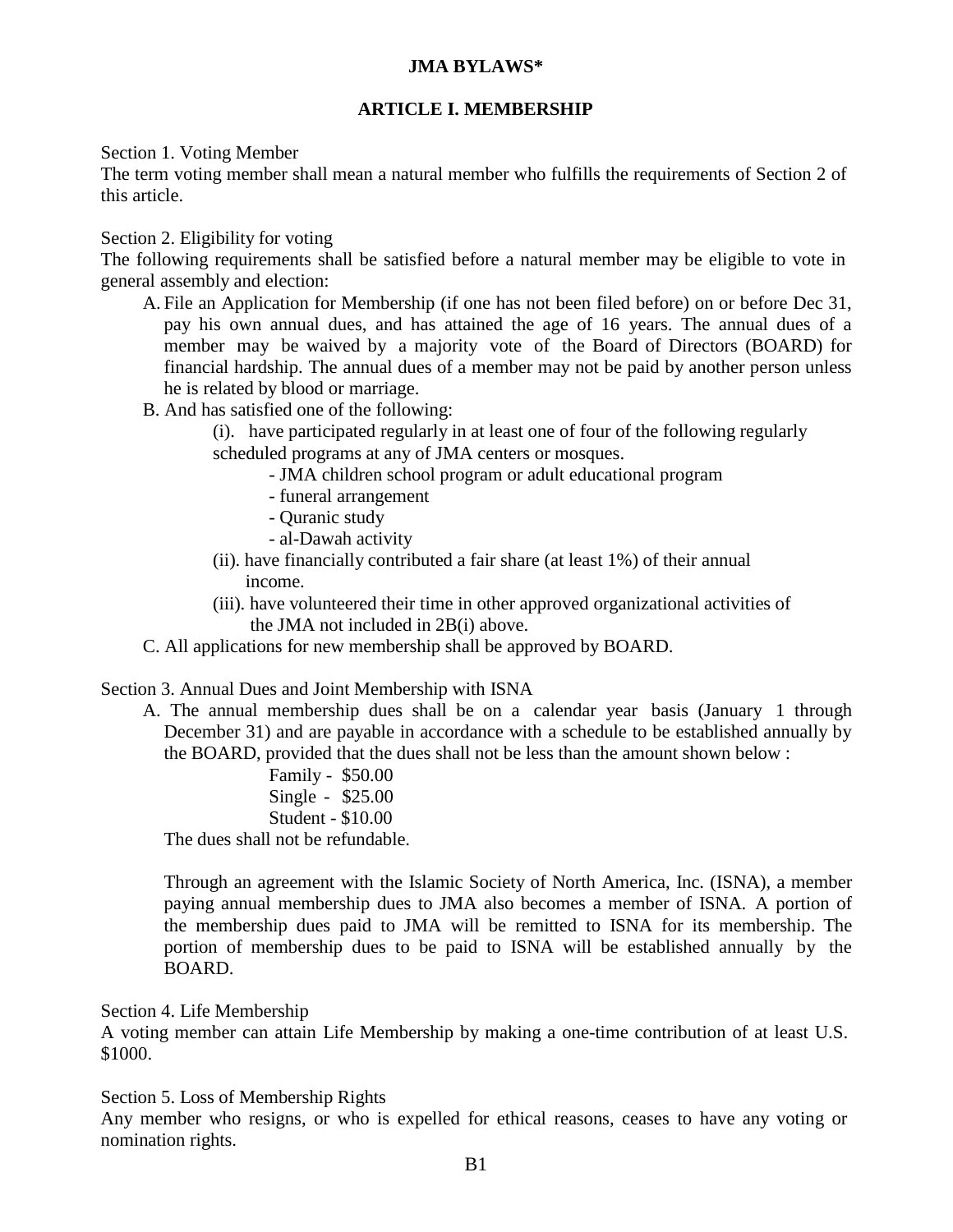# JMA BYLAWS*

## ARTICLE I. MEMBERSHIP

Section 1. Voting Member

The term voting member shall mean a natural member who fulfills the requirements of Section 2 of this article.

Section 2. Eligibility for voting

The following requirements shall be satisfied before a natural member may be eligible to vote in general assembly and election:

A. File an Application for Membership (if one has not been filed before) on or before Dec 31, pay his own annual dues, and has attained the age of 16 years. The annual dues of a member may be waived by a majority vote of the Board of Directors (BOARD) for financial hardship. The annual dues of a member may not be paid by another person unless he is related by blood or marriage.

B. And has satisfied one of the following:

(i). have participated regularly in at least one of four of the following regularly scheduled programs at any of JMA centers or mosques.

- JMA children school program or adult educational program
- funeral arrangement
- Quranic study
- al-Dawah activity

(ii). have financially contributed a fair share (at least 1%) of their annual income.

(iii). have volunteered their time in other approved organizational activities of the JMA not included in 2B(i) above.

C. All applications for new membership shall be approved by BOARD.

Section 3. Annual Dues and Joint Membership with ISNA

A. The annual membership dues shall be on a calendar year basis (January 1 through December 31) and are payable in accordance with a schedule to be established annually by the BOARD, provided that the dues shall not be less than the amount shown below :

Family - $50.00
Single - $25.00
Student - $10.00

The dues shall not be refundable.

Through an agreement with the Islamic Society of North America, Inc. (ISNA), a member paying annual membership dues to JMA also becomes a member of ISNA. A portion of the membership dues paid to JMA will be remitted to ISNA for its membership. The portion of membership dues to be paid to ISNA will be established annually by the BOARD.

Section 4. Life Membership

A voting member can attain Life Membership by making a one-time contribution of at least U.S. $1000.

Section 5. Loss of Membership Rights

Any member who resigns, or who is expelled for ethical reasons, ceases to have any voting or nomination rights.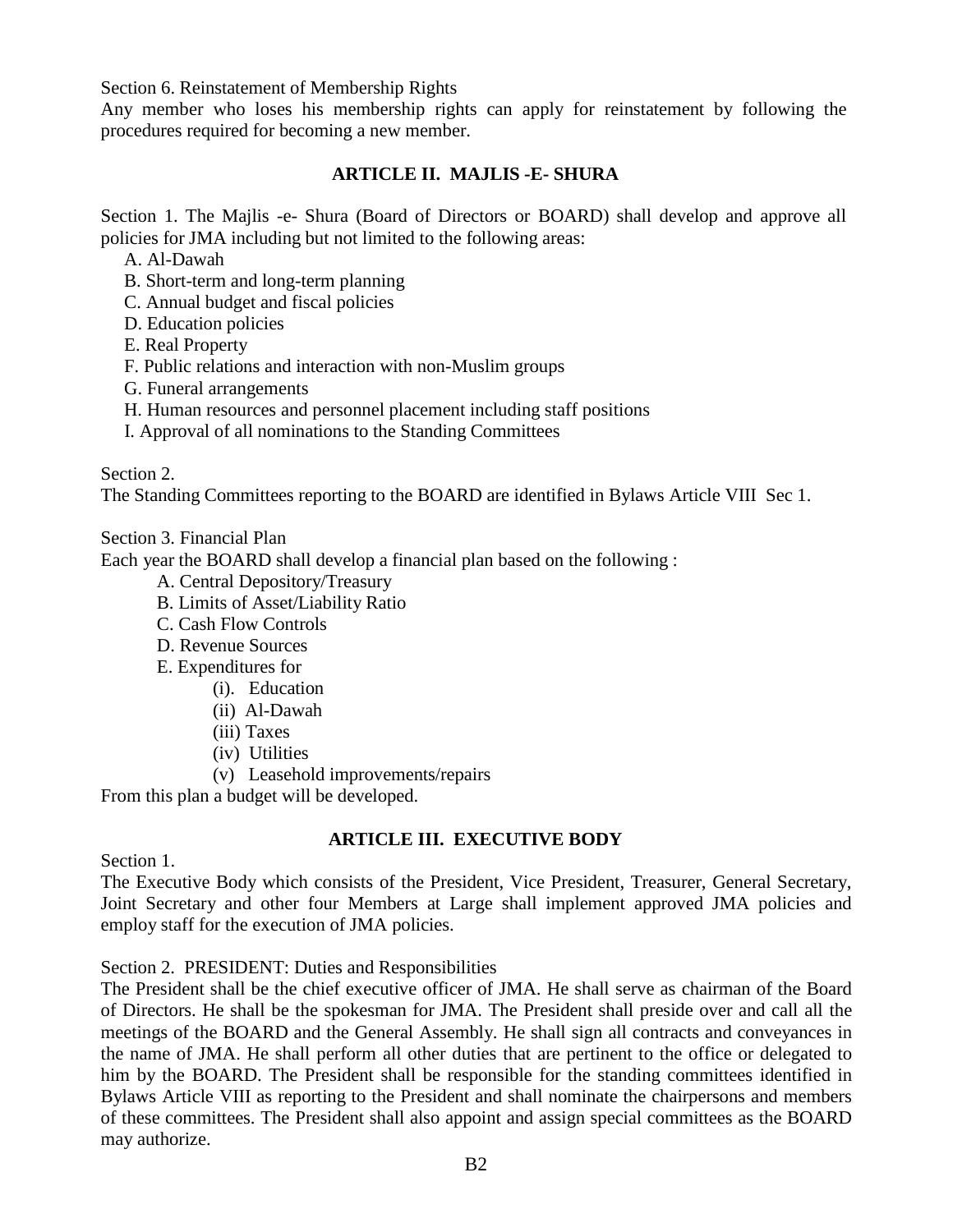Section 6. Reinstatement of Membership Rights

Any member who loses his membership rights can apply for reinstatement by following the procedures required for becoming a new member.

## ARTICLE II. MAJLIS -E- SHURA

Section 1. The Majlis -e- Shura (Board of Directors or BOARD) shall develop and approve all policies for JMA including but not limited to the following areas:

A. Al-Dawah
B. Short-term and long-term planning
C. Annual budget and fiscal policies
D. Education policies
E. Real Property
F. Public relations and interaction with non-Muslim groups
G. Funeral arrangements
H. Human resources and personnel placement including staff positions
I. Approval of all nominations to the Standing Committees

Section 2.

The Standing Committees reporting to the BOARD are identified in Bylaws Article VIII Sec 1.

Section 3. Financial Plan

Each year the BOARD shall develop a financial plan based on the following :

A. Central Depository/Treasury
B. Limits of Asset/Liability Ratio
C. Cash Flow Controls
D. Revenue Sources
E. Expenditures for
  (i). Education
  (ii) Al-Dawah
  (iii) Taxes
  (iv) Utilities
  (v) Leasehold improvements/repairs

From this plan a budget will be developed.

## ARTICLE III. EXECUTIVE BODY

Section 1.

The Executive Body which consists of the President, Vice President, Treasurer, General Secretary, Joint Secretary and other four Members at Large shall implement approved JMA policies and employ staff for the execution of JMA policies.

Section 2. PRESIDENT: Duties and Responsibilities

The President shall be the chief executive officer of JMA. He shall serve as chairman of the Board of Directors. He shall be the spokesman for JMA. The President shall preside over and call all the meetings of the BOARD and the General Assembly. He shall sign all contracts and conveyances in the name of JMA. He shall perform all other duties that are pertinent to the office or delegated to him by the BOARD. The President shall be responsible for the standing committees identified in Bylaws Article VIII as reporting to the President and shall nominate the chairpersons and members of these committees. The President shall also appoint and assign special committees as the BOARD may authorize.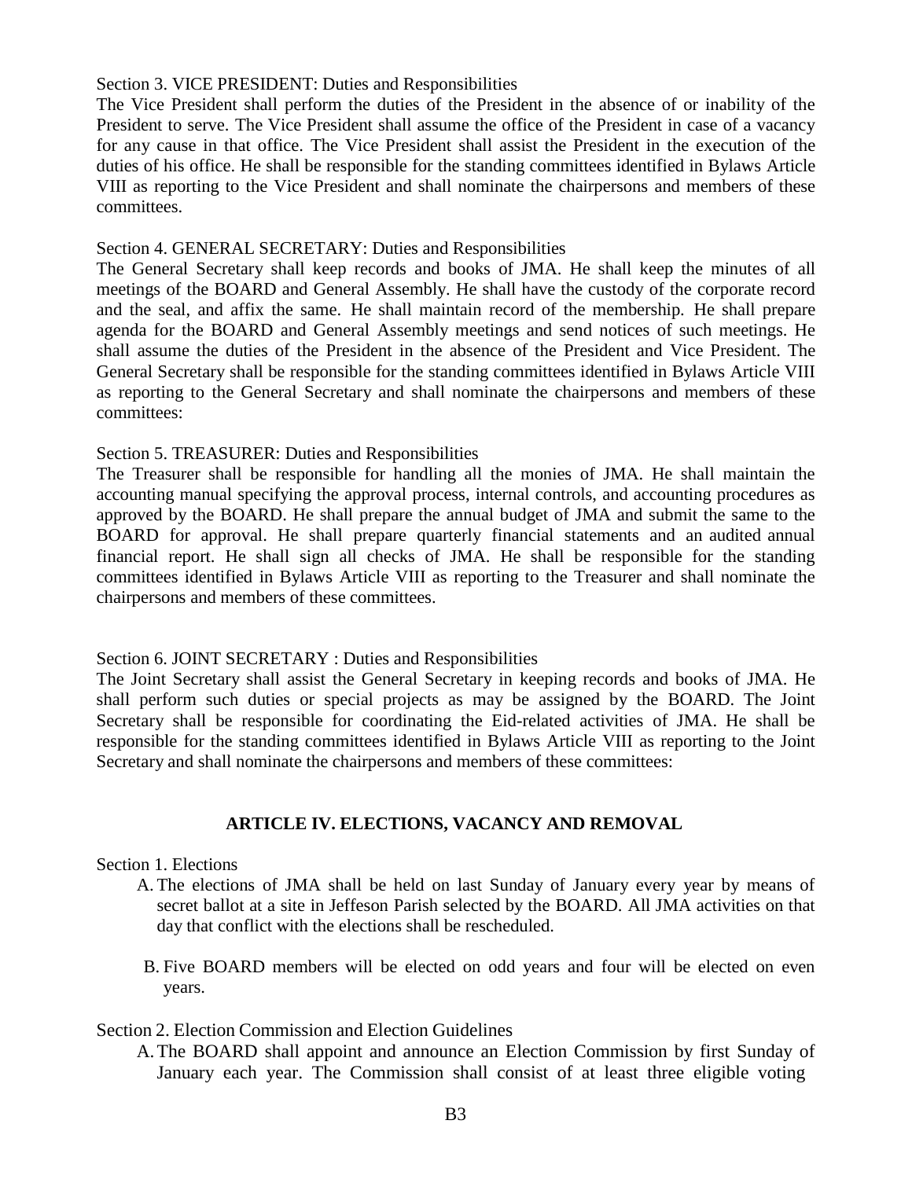Section 3. VICE PRESIDENT: Duties and Responsibilities

The Vice President shall perform the duties of the President in the absence of or inability of the President to serve. The Vice President shall assume the office of the President in case of a vacancy for any cause in that office. The Vice President shall assist the President in the execution of the duties of his office. He shall be responsible for the standing committees identified in Bylaws Article VIII as reporting to the Vice President and shall nominate the chairpersons and members of these committees.

Section 4. GENERAL SECRETARY: Duties and Responsibilities

The General Secretary shall keep records and books of JMA. He shall keep the minutes of all meetings of the BOARD and General Assembly. He shall have the custody of the corporate record and the seal, and affix the same. He shall maintain record of the membership. He shall prepare agenda for the BOARD and General Assembly meetings and send notices of such meetings. He shall assume the duties of the President in the absence of the President and Vice President. The General Secretary shall be responsible for the standing committees identified in Bylaws Article VIII as reporting to the General Secretary and shall nominate the chairpersons and members of these committees:

Section 5. TREASURER: Duties and Responsibilities

The Treasurer shall be responsible for handling all the monies of JMA. He shall maintain the accounting manual specifying the approval process, internal controls, and accounting procedures as approved by the BOARD. He shall prepare the annual budget of JMA and submit the same to the BOARD for approval. He shall prepare quarterly financial statements and an audited annual financial report. He shall sign all checks of JMA. He shall be responsible for the standing committees identified in Bylaws Article VIII as reporting to the Treasurer and shall nominate the chairpersons and members of these committees.

Section 6. JOINT SECRETARY : Duties and Responsibilities

The Joint Secretary shall assist the General Secretary in keeping records and books of JMA. He shall perform such duties or special projects as may be assigned by the BOARD. The Joint Secretary shall be responsible for coordinating the Eid-related activities of JMA. He shall be responsible for the standing committees identified in Bylaws Article VIII as reporting to the Joint Secretary and shall nominate the chairpersons and members of these committees:

## ARTICLE IV. ELECTIONS, VACANCY AND REMOVAL

Section 1. Elections

A. The elections of JMA shall be held on last Sunday of January every year by means of secret ballot at a site in Jeffeson Parish selected by the BOARD. All JMA activities on that day that conflict with the elections shall be rescheduled.

B. Five BOARD members will be elected on odd years and four will be elected on even years.

Section 2. Election Commission and Election Guidelines

A. The BOARD shall appoint and announce an Election Commission by first Sunday of January each year. The Commission shall consist of at least three eligible voting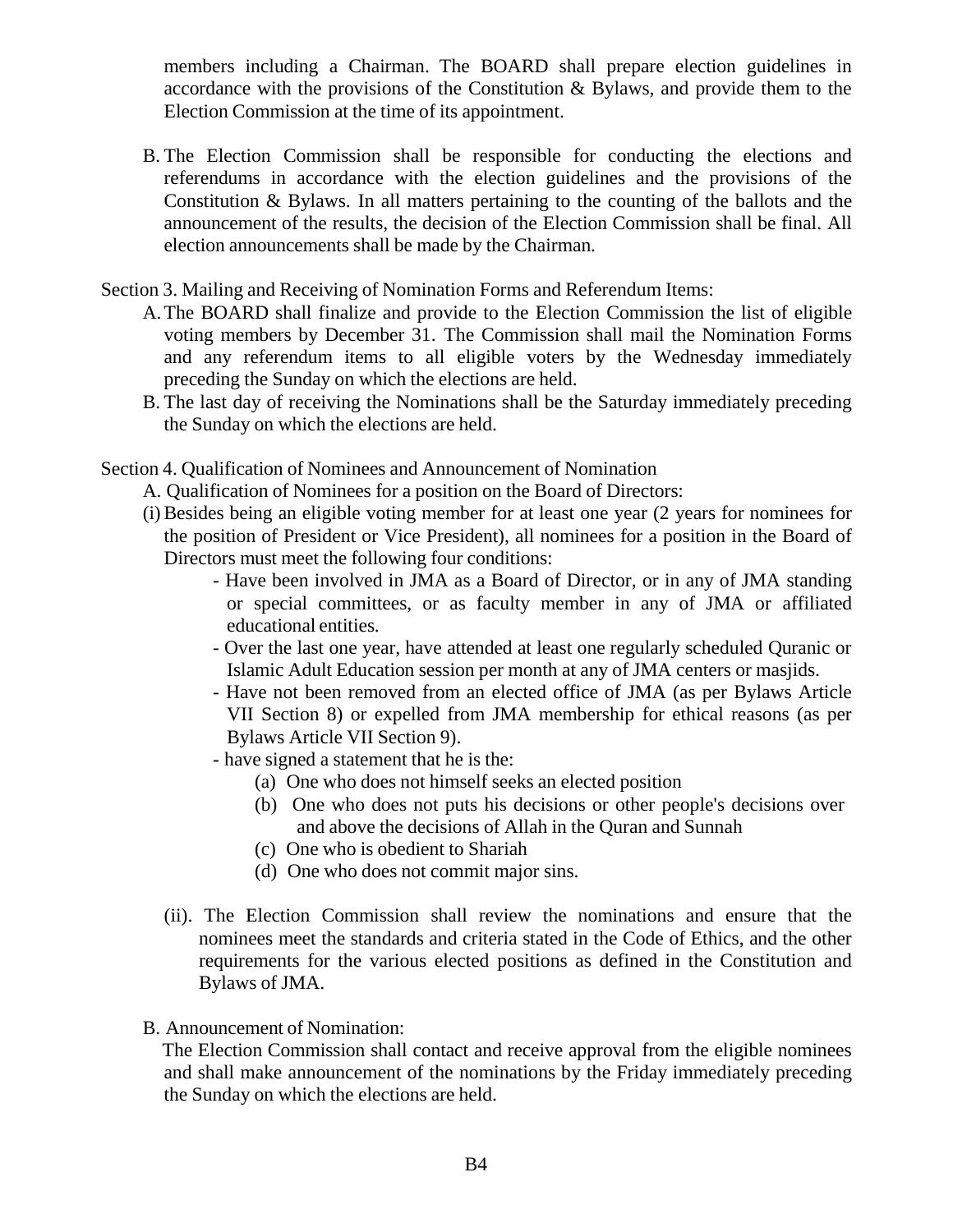members including a Chairman. The BOARD shall prepare election guidelines in accordance with the provisions of the Constitution & Bylaws, and provide them to the Election Commission at the time of its appointment.

B. The Election Commission shall be responsible for conducting the elections and referendums in accordance with the election guidelines and the provisions of the Constitution & Bylaws. In all matters pertaining to the counting of the ballots and the announcement of the results, the decision of the Election Commission shall be final. All election announcements shall be made by the Chairman.

Section 3. Mailing and Receiving of Nomination Forms and Referendum Items:

A. The BOARD shall finalize and provide to the Election Commission the list of eligible voting members by December 31. The Commission shall mail the Nomination Forms and any referendum items to all eligible voters by the Wednesday immediately preceding the Sunday on which the elections are held.

B. The last day of receiving the Nominations shall be the Saturday immediately preceding the Sunday on which the elections are held.

Section 4. Qualification of Nominees and Announcement of Nomination

A. Qualification of Nominees for a position on the Board of Directors:

(i) Besides being an eligible voting member for at least one year (2 years for nominees for the position of President or Vice President), all nominees for a position in the Board of Directors must meet the following four conditions:

- Have been involved in JMA as a Board of Director, or in any of JMA standing or special committees, or as faculty member in any of JMA or affiliated educational entities.
- Over the last one year, have attended at least one regularly scheduled Quranic or Islamic Adult Education session per month at any of JMA centers or masjids.
- Have not been removed from an elected office of JMA (as per Bylaws Article VII Section 8) or expelled from JMA membership for ethical reasons (as per Bylaws Article VII Section 9).
- have signed a statement that he is the:
    - (a) One who does not himself seeks an elected position
    - (b) One who does not puts his decisions or other people's decisions over and above the decisions of Allah in the Quran and Sunnah
    - (c) One who is obedient to Shariah
    - (d) One who does not commit major sins.

(ii). The Election Commission shall review the nominations and ensure that the nominees meet the standards and criteria stated in the Code of Ethics, and the other requirements for the various elected positions as defined in the Constitution and Bylaws of JMA.

B. Announcement of Nomination:

The Election Commission shall contact and receive approval from the eligible nominees and shall make announcement of the nominations by the Friday immediately preceding the Sunday on which the elections are held.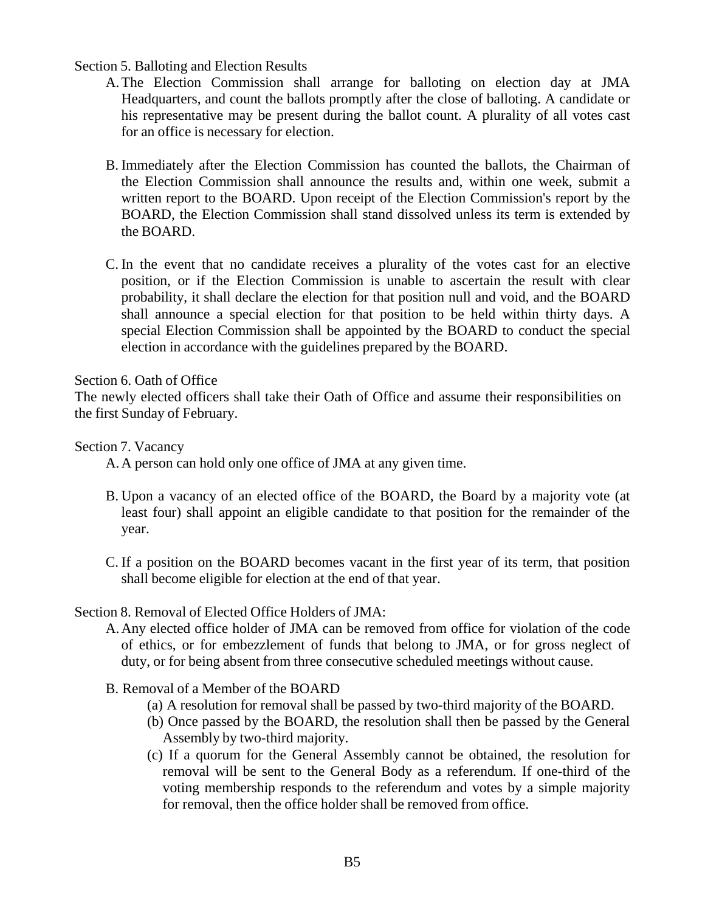Section 5. Balloting and Election Results

A. The Election Commission shall arrange for balloting on election day at JMA Headquarters, and count the ballots promptly after the close of balloting. A candidate or his representative may be present during the ballot count. A plurality of all votes cast for an office is necessary for election.

B. Immediately after the Election Commission has counted the ballots, the Chairman of the Election Commission shall announce the results and, within one week, submit a written report to the BOARD. Upon receipt of the Election Commission's report by the BOARD, the Election Commission shall stand dissolved unless its term is extended by the BOARD.

C. In the event that no candidate receives a plurality of the votes cast for an elective position, or if the Election Commission is unable to ascertain the result with clear probability, it shall declare the election for that position null and void, and the BOARD shall announce a special election for that position to be held within thirty days. A special Election Commission shall be appointed by the BOARD to conduct the special election in accordance with the guidelines prepared by the BOARD.

Section 6. Oath of Office

The newly elected officers shall take their Oath of Office and assume their responsibilities on the first Sunday of February.

Section 7. Vacancy

A. A person can hold only one office of JMA at any given time.

B. Upon a vacancy of an elected office of the BOARD, the Board by a majority vote (at least four) shall appoint an eligible candidate to that position for the remainder of the year.

C. If a position on the BOARD becomes vacant in the first year of its term, that position shall become eligible for election at the end of that year.

Section 8. Removal of Elected Office Holders of JMA:

A. Any elected office holder of JMA can be removed from office for violation of the code of ethics, or for embezzlement of funds that belong to JMA, or for gross neglect of duty, or for being absent from three consecutive scheduled meetings without cause.

B. Removal of a Member of the BOARD

(a) A resolution for removal shall be passed by two-third majority of the BOARD.

(b) Once passed by the BOARD, the resolution shall then be passed by the General Assembly by two-third majority.

(c) If a quorum for the General Assembly cannot be obtained, the resolution for removal will be sent to the General Body as a referendum. If one-third of the voting membership responds to the referendum and votes by a simple majority for removal, then the office holder shall be removed from office.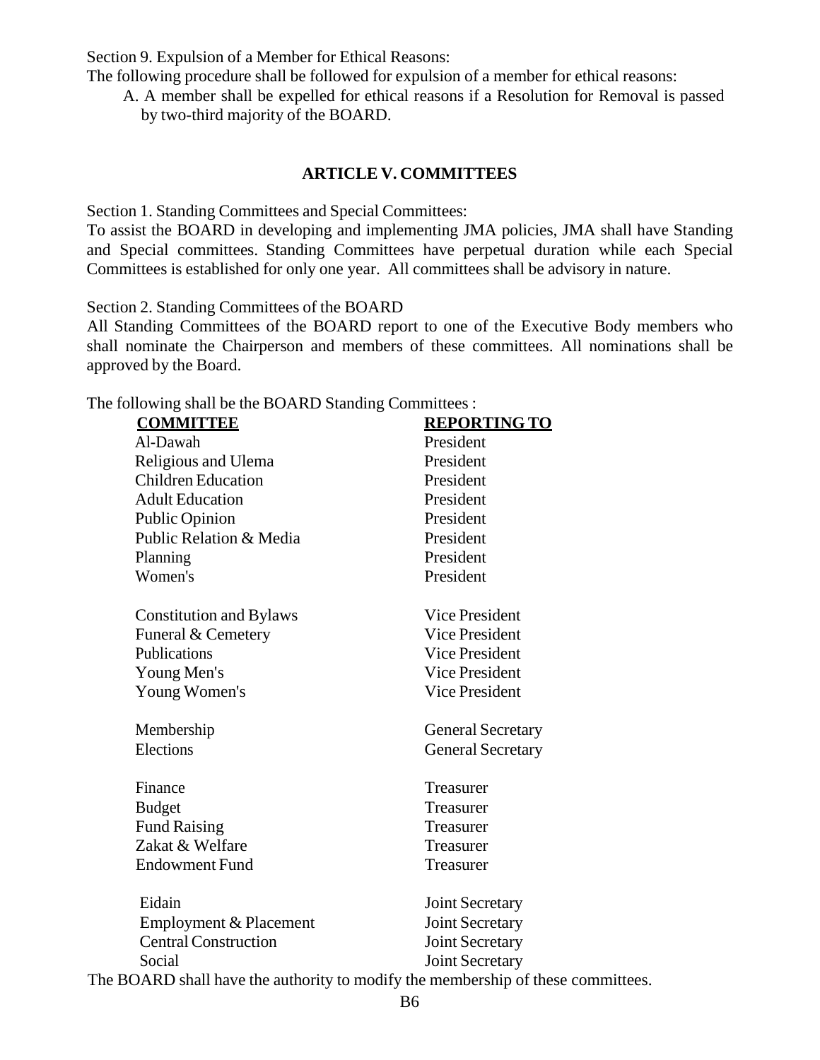Section 9. Expulsion of a Member for Ethical Reasons:

The following procedure shall be followed for expulsion of a member for ethical reasons:

A. A member shall be expelled for ethical reasons if a Resolution for Removal is passed by two-third majority of the BOARD.

## ARTICLE V. COMMITTEES

Section 1. Standing Committees and Special Committees:

To assist the BOARD in developing and implementing JMA policies, JMA shall have Standing and Special committees. Standing Committees have perpetual duration while each Special Committees is established for only one year. All committees shall be advisory in nature.

Section 2. Standing Committees of the BOARD

All Standing Committees of the BOARD report to one of the Executive Body members who shall nominate the Chairperson and members of these committees. All nominations shall be approved by the Board.

The following shall be the BOARD Standing Committees :

| COMMITTEE | REPORTING TO |
|---|---|
| Al-Dawah | President |
| Religious and Ulema | President |
| Children Education | President |
| Adult Education | President |
| Public Opinion | President |
| Public Relation & Media | President |
| Planning | President |
| Women's | President |
| Constitution and Bylaws | Vice President |
| Funeral & Cemetery | Vice President |
| Publications | Vice President |
| Young Men's | Vice President |
| Young Women's | Vice President |
| Membership | General Secretary |
| Elections | General Secretary |
| Finance | Treasurer |
| Budget | Treasurer |
| Fund Raising | Treasurer |
| Zakat & Welfare | Treasurer |
| Endowment Fund | Treasurer |
| Eidain | Joint Secretary |
| Employment & Placement | Joint Secretary |
| Central Construction | Joint Secretary |
| Social | Joint Secretary |

The BOARD shall have the authority to modify the membership of these committees.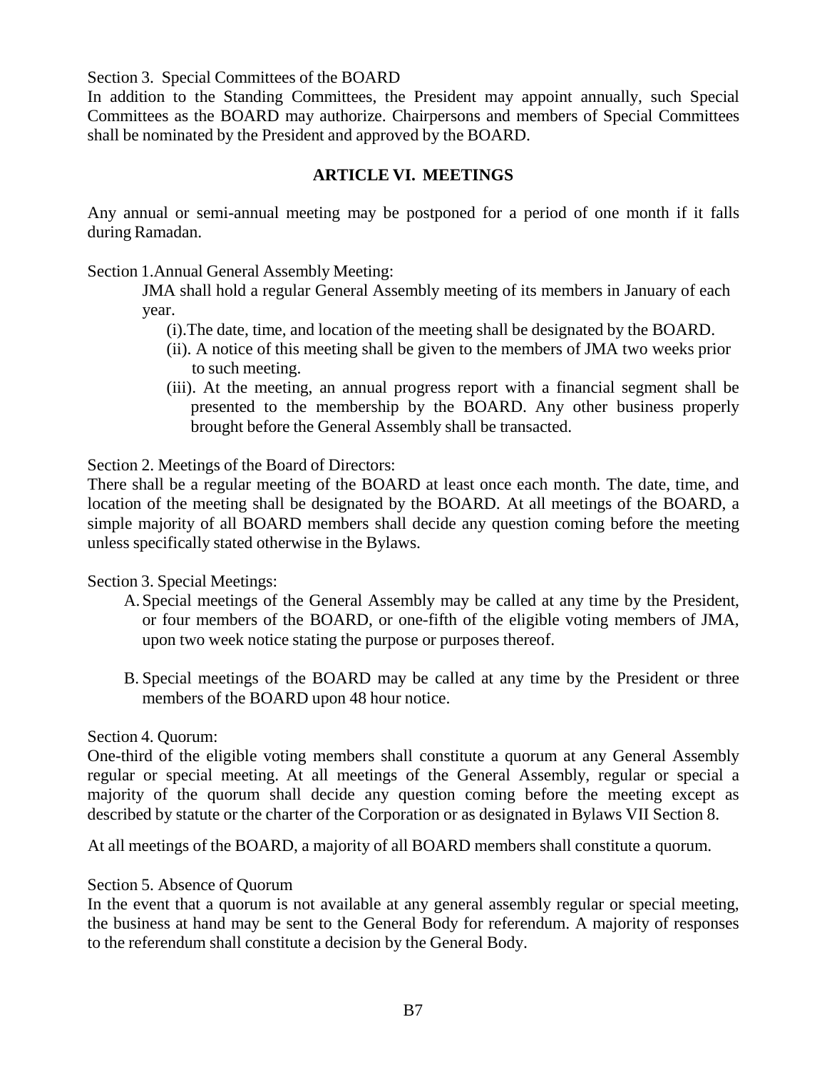Section 3. Special Committees of the BOARD

In addition to the Standing Committees, the President may appoint annually, such Special Committees as the BOARD may authorize. Chairpersons and members of Special Committees shall be nominated by the President and approved by the BOARD.

## ARTICLE VI. MEETINGS

Any annual or semi-annual meeting may be postponed for a period of one month if it falls during Ramadan.

Section 1.Annual General Assembly Meeting:

JMA shall hold a regular General Assembly meeting of its members in January of each year.

(i).The date, time, and location of the meeting shall be designated by the BOARD.

(ii). A notice of this meeting shall be given to the members of JMA two weeks prior to such meeting.

(iii). At the meeting, an annual progress report with a financial segment shall be presented to the membership by the BOARD. Any other business properly brought before the General Assembly shall be transacted.

Section 2. Meetings of the Board of Directors:

There shall be a regular meeting of the BOARD at least once each month. The date, time, and location of the meeting shall be designated by the BOARD. At all meetings of the BOARD, a simple majority of all BOARD members shall decide any question coming before the meeting unless specifically stated otherwise in the Bylaws.

Section 3. Special Meetings:

A. Special meetings of the General Assembly may be called at any time by the President, or four members of the BOARD, or one-fifth of the eligible voting members of JMA, upon two week notice stating the purpose or purposes thereof.

B. Special meetings of the BOARD may be called at any time by the President or three members of the BOARD upon 48 hour notice.

Section 4. Quorum:

One-third of the eligible voting members shall constitute a quorum at any General Assembly regular or special meeting. At all meetings of the General Assembly, regular or special a majority of the quorum shall decide any question coming before the meeting except as described by statute or the charter of the Corporation or as designated in Bylaws VII Section 8.

At all meetings of the BOARD, a majority of all BOARD members shall constitute a quorum.

Section 5. Absence of Quorum

In the event that a quorum is not available at any general assembly regular or special meeting, the business at hand may be sent to the General Body for referendum. A majority of responses to the referendum shall constitute a decision by the General Body.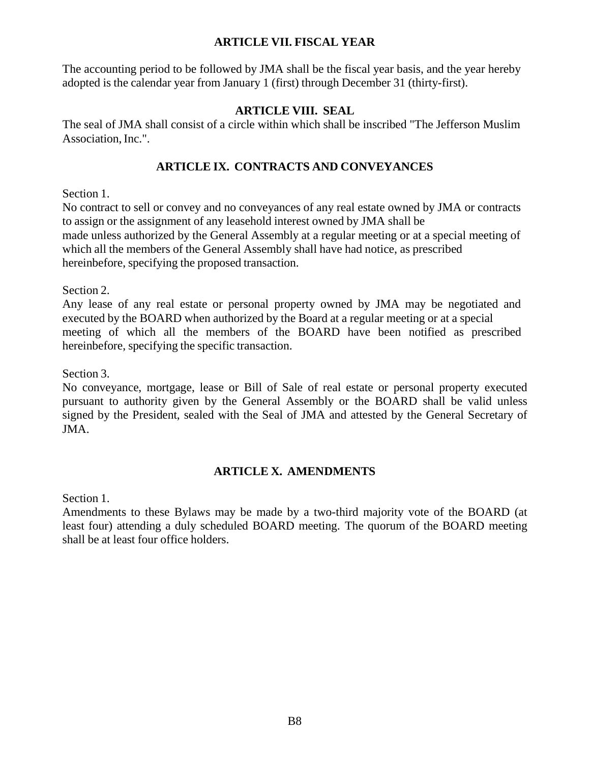## ARTICLE VII. FISCAL YEAR

The accounting period to be followed by JMA shall be the fiscal year basis, and the year hereby adopted is the calendar year from January 1 (first) through December 31 (thirty-first).

## ARTICLE VIII. SEAL

The seal of JMA shall consist of a circle within which shall be inscribed "The Jefferson Muslim Association, Inc.".

## ARTICLE IX. CONTRACTS AND CONVEYANCES

Section 1.
No contract to sell or convey and no conveyances of any real estate owned by JMA or contracts to assign or the assignment of any leasehold interest owned by JMA shall be made unless authorized by the General Assembly at a regular meeting or at a special meeting of which all the members of the General Assembly shall have had notice, as prescribed hereinbefore, specifying the proposed transaction.

Section 2.
Any lease of any real estate or personal property owned by JMA may be negotiated and executed by the BOARD when authorized by the Board at a regular meeting or at a special meeting of which all the members of the BOARD have been notified as prescribed hereinbefore, specifying the specific transaction.

Section 3.
No conveyance, mortgage, lease or Bill of Sale of real estate or personal property executed pursuant to authority given by the General Assembly or the BOARD shall be valid unless signed by the President, sealed with the Seal of JMA and attested by the General Secretary of JMA.

## ARTICLE X. AMENDMENTS

Section 1.
Amendments to these Bylaws may be made by a two-third majority vote of the BOARD (at least four) attending a duly scheduled BOARD meeting. The quorum of the BOARD meeting shall be at least four office holders.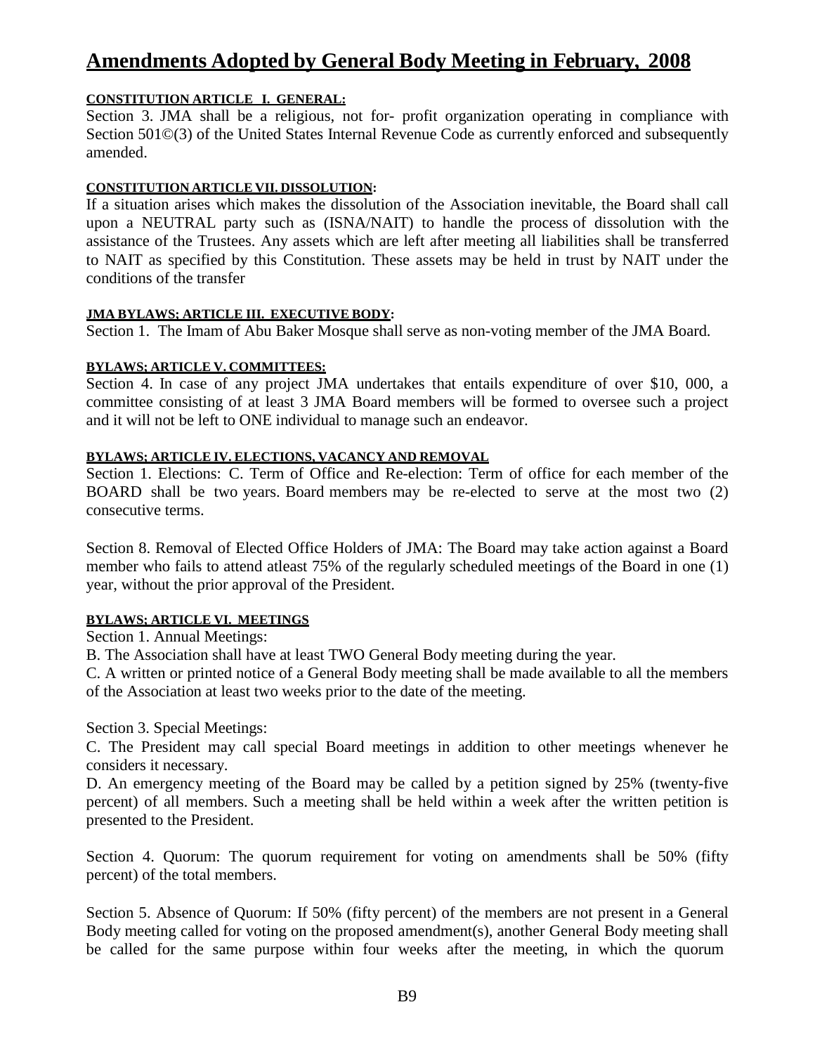# Amendments Adopted by General Body Meeting in February, 2008

**CONSTITUTION ARTICLE I. GENERAL:**

Section 3. JMA shall be a religious, not for- profit organization operating in compliance with Section 501©(3) of the United States Internal Revenue Code as currently enforced and subsequently amended.

**CONSTITUTION ARTICLE VII. DISSOLUTION:**

If a situation arises which makes the dissolution of the Association inevitable, the Board shall call upon a NEUTRAL party such as (ISNA/NAIT) to handle the process of dissolution with the assistance of the Trustees. Any assets which are left after meeting all liabilities shall be transferred to NAIT as specified by this Constitution. These assets may be held in trust by NAIT under the conditions of the transfer

**JMA BYLAWS; ARTICLE III. EXECUTIVE BODY:**

Section 1. The Imam of Abu Baker Mosque shall serve as non-voting member of the JMA Board.

**BYLAWS; ARTICLE V. COMMITTEES:**

Section 4. In case of any project JMA undertakes that entails expenditure of over $10, 000, a committee consisting of at least 3 JMA Board members will be formed to oversee such a project and it will not be left to ONE individual to manage such an endeavor.

**BYLAWS; ARTICLE IV. ELECTIONS, VACANCY AND REMOVAL**

Section 1. Elections: C. Term of Office and Re-election: Term of office for each member of the BOARD shall be two years. Board members may be re-elected to serve at the most two (2) consecutive terms.

Section 8. Removal of Elected Office Holders of JMA: The Board may take action against a Board member who fails to attend atleast 75% of the regularly scheduled meetings of the Board in one (1) year, without the prior approval of the President.

**BYLAWS; ARTICLE VI. MEETINGS**

Section 1. Annual Meetings:

B. The Association shall have at least TWO General Body meeting during the year.

C. A written or printed notice of a General Body meeting shall be made available to all the members of the Association at least two weeks prior to the date of the meeting.

Section 3. Special Meetings:

C. The President may call special Board meetings in addition to other meetings whenever he considers it necessary.

D. An emergency meeting of the Board may be called by a petition signed by 25% (twenty-five percent) of all members. Such a meeting shall be held within a week after the written petition is presented to the President.

Section 4. Quorum: The quorum requirement for voting on amendments shall be 50% (fifty percent) of the total members.

Section 5. Absence of Quorum: If 50% (fifty percent) of the members are not present in a General Body meeting called for voting on the proposed amendment(s), another General Body meeting shall be called for the same purpose within four weeks after the meeting, in which the quorum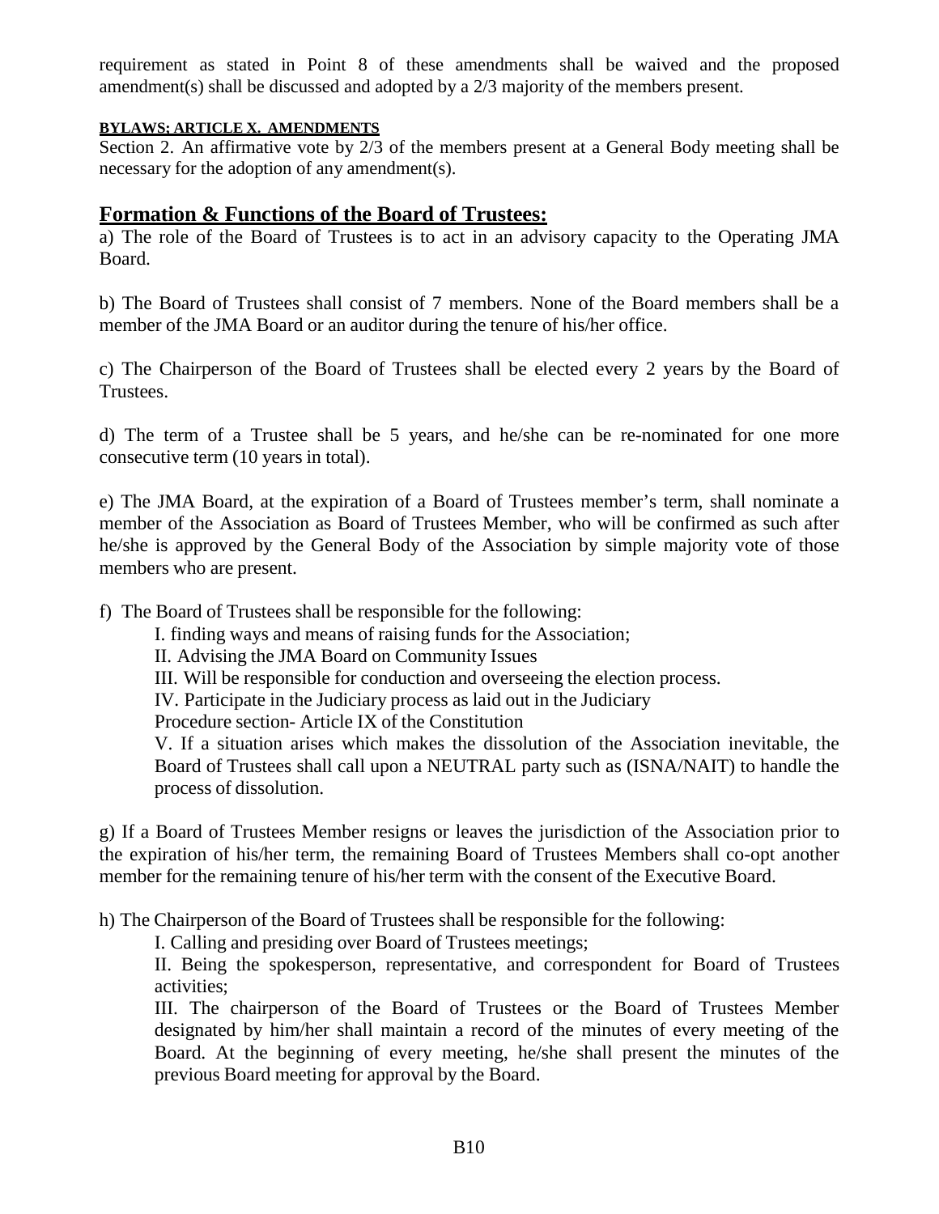requirement as stated in Point 8 of these amendments shall be waived and the proposed amendment(s) shall be discussed and adopted by a 2/3 majority of the members present.

**BYLAWS; ARTICLE X. AMENDMENTS**

Section 2. An affirmative vote by 2/3 of the members present at a General Body meeting shall be necessary for the adoption of any amendment(s).

## Formation & Functions of the Board of Trustees:

a) The role of the Board of Trustees is to act in an advisory capacity to the Operating JMA Board.

b) The Board of Trustees shall consist of 7 members. None of the Board members shall be a member of the JMA Board or an auditor during the tenure of his/her office.

c) The Chairperson of the Board of Trustees shall be elected every 2 years by the Board of Trustees.

d) The term of a Trustee shall be 5 years, and he/she can be re-nominated for one more consecutive term (10 years in total).

e) The JMA Board, at the expiration of a Board of Trustees member's term, shall nominate a member of the Association as Board of Trustees Member, who will be confirmed as such after he/she is approved by the General Body of the Association by simple majority vote of those members who are present.

f) The Board of Trustees shall be responsible for the following:

I. finding ways and means of raising funds for the Association;

II. Advising the JMA Board on Community Issues

III. Will be responsible for conduction and overseeing the election process.

IV. Participate in the Judiciary process as laid out in the Judiciary Procedure section- Article IX of the Constitution

V. If a situation arises which makes the dissolution of the Association inevitable, the Board of Trustees shall call upon a NEUTRAL party such as (ISNA/NAIT) to handle the process of dissolution.

g) If a Board of Trustees Member resigns or leaves the jurisdiction of the Association prior to the expiration of his/her term, the remaining Board of Trustees Members shall co-opt another member for the remaining tenure of his/her term with the consent of the Executive Board.

h) The Chairperson of the Board of Trustees shall be responsible for the following:

I. Calling and presiding over Board of Trustees meetings;

II. Being the spokesperson, representative, and correspondent for Board of Trustees activities;

III. The chairperson of the Board of Trustees or the Board of Trustees Member designated by him/her shall maintain a record of the minutes of every meeting of the Board. At the beginning of every meeting, he/she shall present the minutes of the previous Board meeting for approval by the Board.